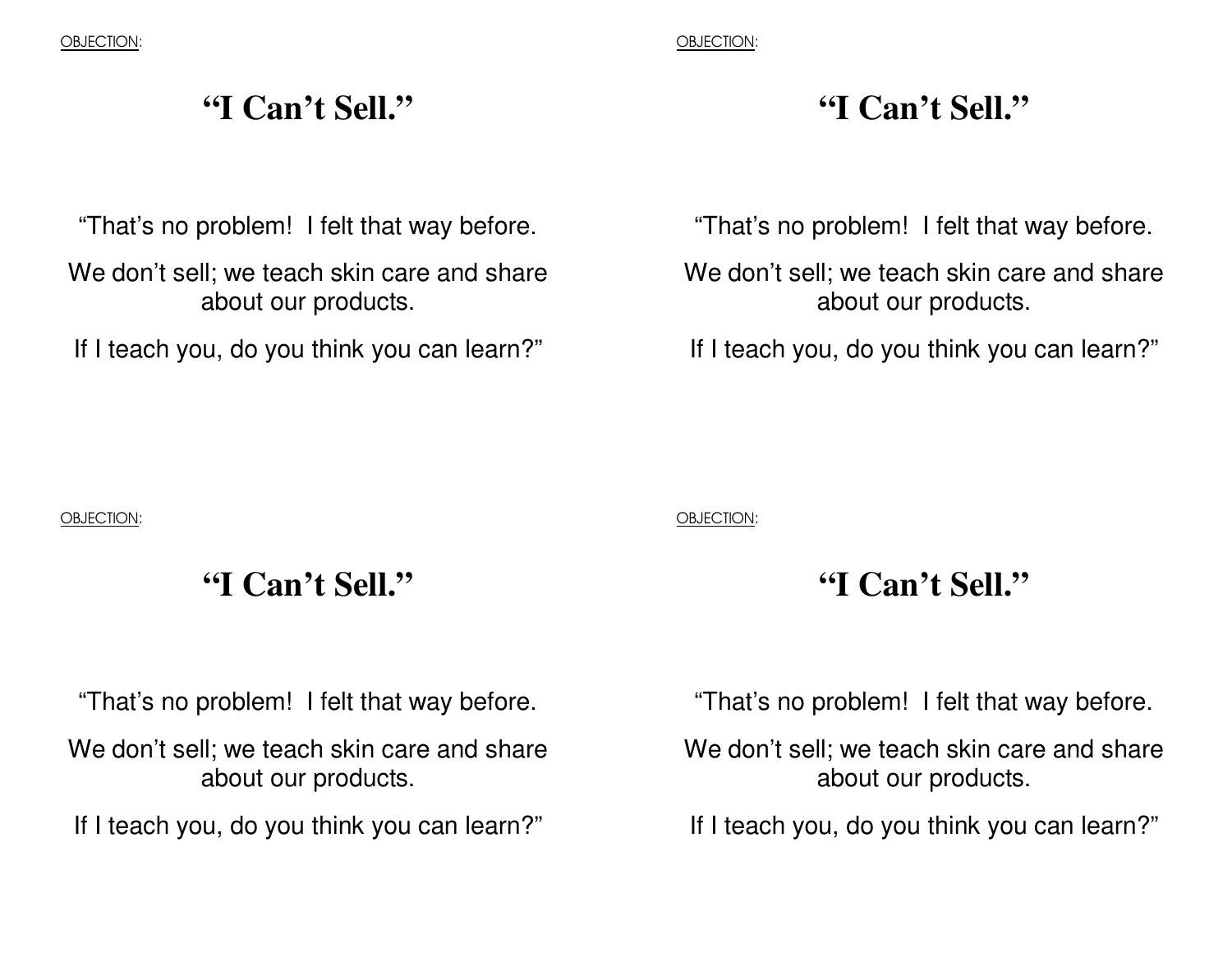<u>OBJECTION</u>:

## "I Can't Sell."

"That's no problem!  I felt that way before.

We don't sell; we teach skin care and share about our products.

If I teach you, do you think you can learn?"

<u>OBJECTION</u>:

## "I Can't Sell."

"That's no problem!  I felt that way before.

We don't sell; we teach skin care and share about our products.

If I teach you, do you think you can learn?"

<u>OBJECTION</u>:

## "I Can't Sell."

"That's no problem!  I felt that way before.

We don't sell; we teach skin care and share about our products.

If I teach you, do you think you can learn?"

<u>OBJECTION</u>:

## "I Can't Sell."

"That's no problem!  I felt that way before.

We don't sell; we teach skin care and share about our products.

If I teach you, do you think you can learn?"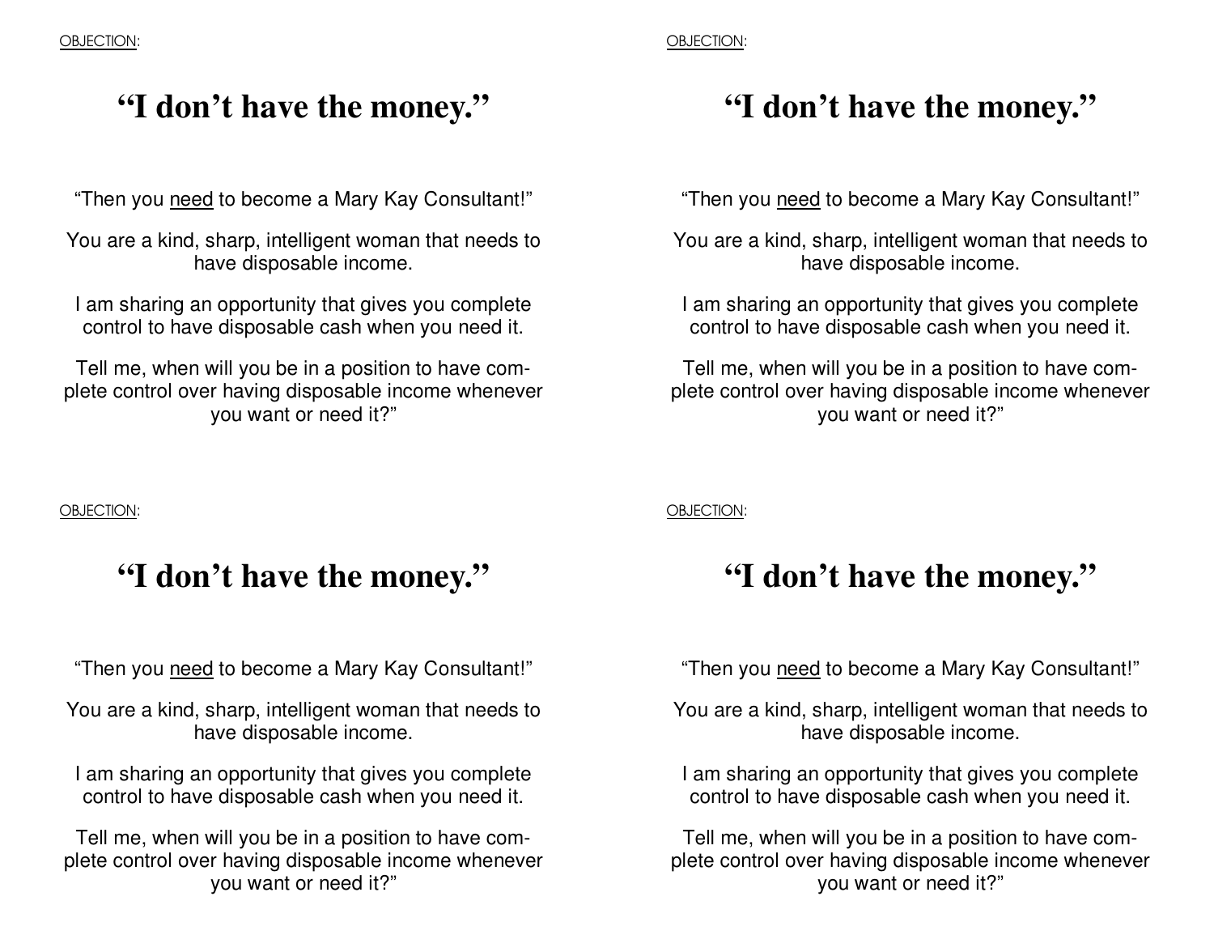OBJECTION:

# "I don't have the money."

"Then you <u>need</u> to become a Mary Kay Consultant!"

You are a kind, sharp, intelligent woman that needs to have disposable income.

I am sharing an opportunity that gives you complete control to have disposable cash when you need it.

Tell me, when will you be in a position to have complete control over having disposable income whenever you want or need it?"

OBJECTION:

# "I don't have the money."

"Then you <u>need</u> to become a Mary Kay Consultant!"

You are a kind, sharp, intelligent woman that needs to have disposable income.

I am sharing an opportunity that gives you complete control to have disposable cash when you need it.

Tell me, when will you be in a position to have complete control over having disposable income whenever you want or need it?"

OBJECTION:

# "I don't have the money."

"Then you <u>need</u> to become a Mary Kay Consultant!"

You are a kind, sharp, intelligent woman that needs to have disposable income.

I am sharing an opportunity that gives you complete control to have disposable cash when you need it.

Tell me, when will you be in a position to have complete control over having disposable income whenever you want or need it?"

OBJECTION:

# "I don't have the money."

"Then you <u>need</u> to become a Mary Kay Consultant!"

You are a kind, sharp, intelligent woman that needs to have disposable income.

I am sharing an opportunity that gives you complete control to have disposable cash when you need it.

Tell me, when will you be in a position to have complete control over having disposable income whenever you want or need it?"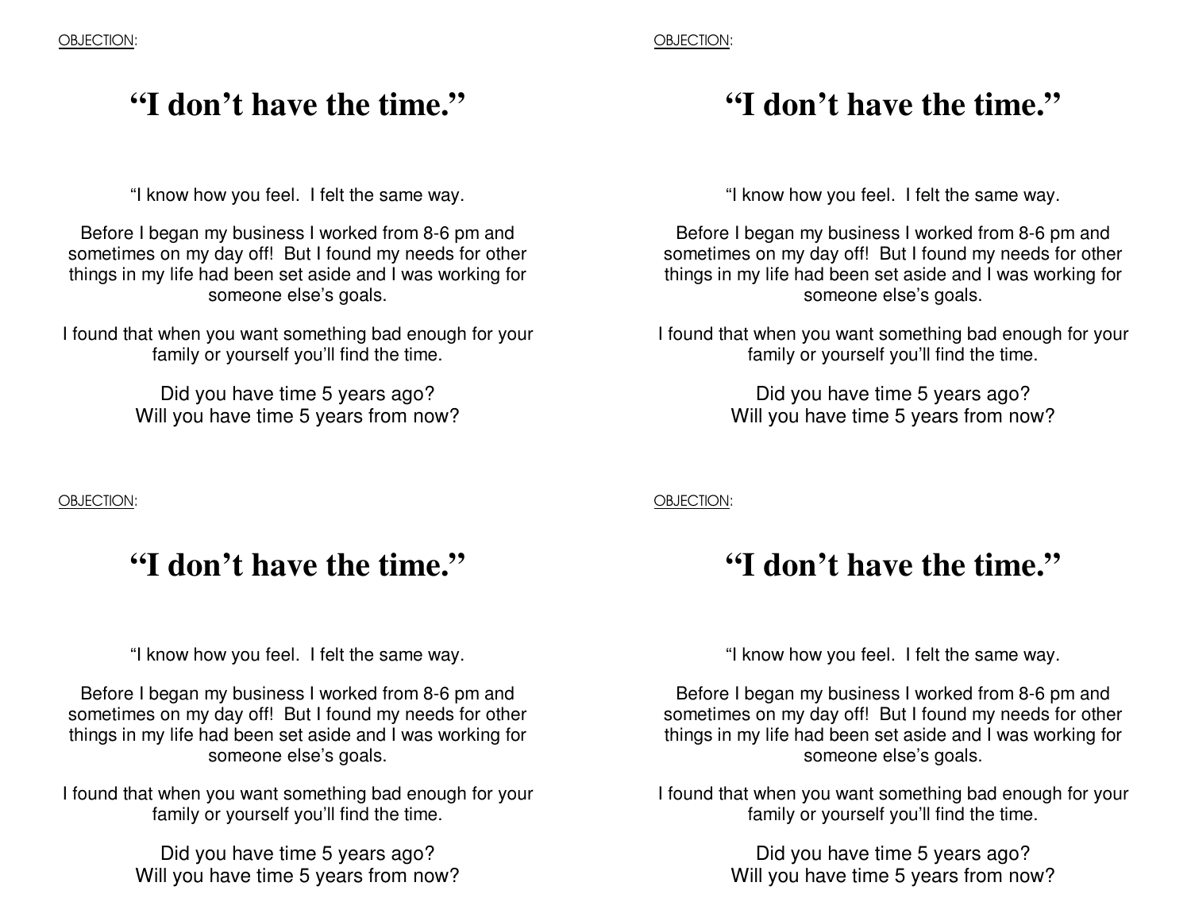OBJECTION:

## "I don't have the time."

"I know how you feel. I felt the same way.

Before I began my business I worked from 8-6 pm and sometimes on my day off! But I found my needs for other things in my life had been set aside and I was working for someone else's goals.

I found that when you want something bad enough for your family or yourself you'll find the time.

Did you have time 5 years ago?
Will you have time 5 years from now?

OBJECTION:

## "I don't have the time."

"I know how you feel. I felt the same way.

Before I began my business I worked from 8-6 pm and sometimes on my day off! But I found my needs for other things in my life had been set aside and I was working for someone else's goals.

I found that when you want something bad enough for your family or yourself you'll find the time.

Did you have time 5 years ago?
Will you have time 5 years from now?

OBJECTION:

## "I don't have the time."

"I know how you feel. I felt the same way.

Before I began my business I worked from 8-6 pm and sometimes on my day off! But I found my needs for other things in my life had been set aside and I was working for someone else's goals.

I found that when you want something bad enough for your family or yourself you'll find the time.

Did you have time 5 years ago?
Will you have time 5 years from now?

OBJECTION:

## "I don't have the time."

"I know how you feel. I felt the same way.

Before I began my business I worked from 8-6 pm and sometimes on my day off! But I found my needs for other things in my life had been set aside and I was working for someone else's goals.

I found that when you want something bad enough for your family or yourself you'll find the time.

Did you have time 5 years ago?
Will you have time 5 years from now?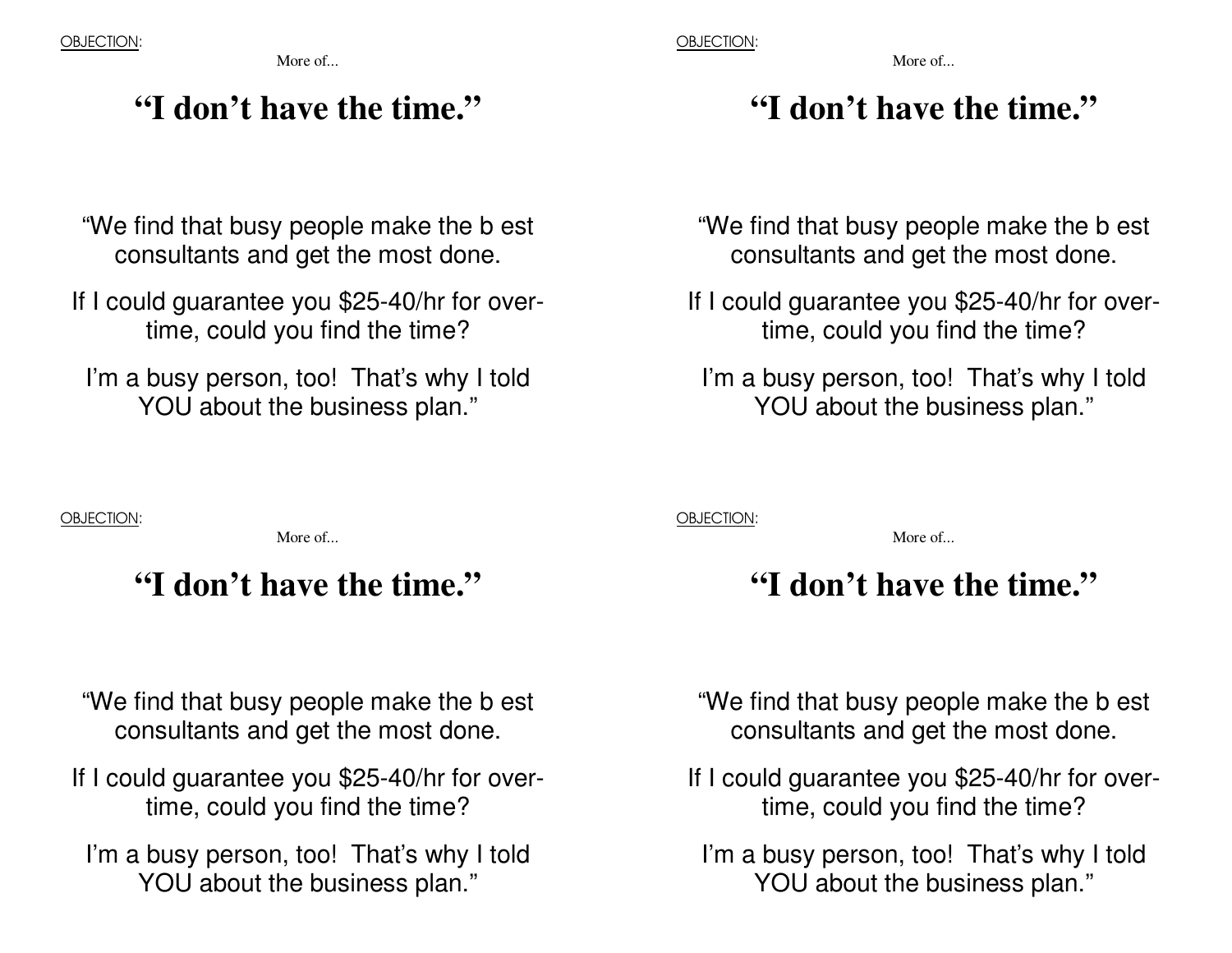OBJECTION:

More of...

## "I don't have the time."

"We find that busy people make the b est consultants and get the most done.

If I could guarantee you $25-40/hr for over-time, could you find the time?

I'm a busy person, too! That's why I told YOU about the business plan."

OBJECTION:

More of...

## "I don't have the time."

"We find that busy people make the b est consultants and get the most done.

If I could guarantee you $25-40/hr for over-time, could you find the time?

I'm a busy person, too! That's why I told YOU about the business plan."

OBJECTION:

More of...

## "I don't have the time."

"We find that busy people make the b est consultants and get the most done.

If I could guarantee you $25-40/hr for over-time, could you find the time?

I'm a busy person, too! That's why I told YOU about the business plan."

OBJECTION:

More of...

## "I don't have the time."

"We find that busy people make the b est consultants and get the most done.

If I could guarantee you $25-40/hr for over-time, could you find the time?

I'm a busy person, too! That's why I told YOU about the business plan."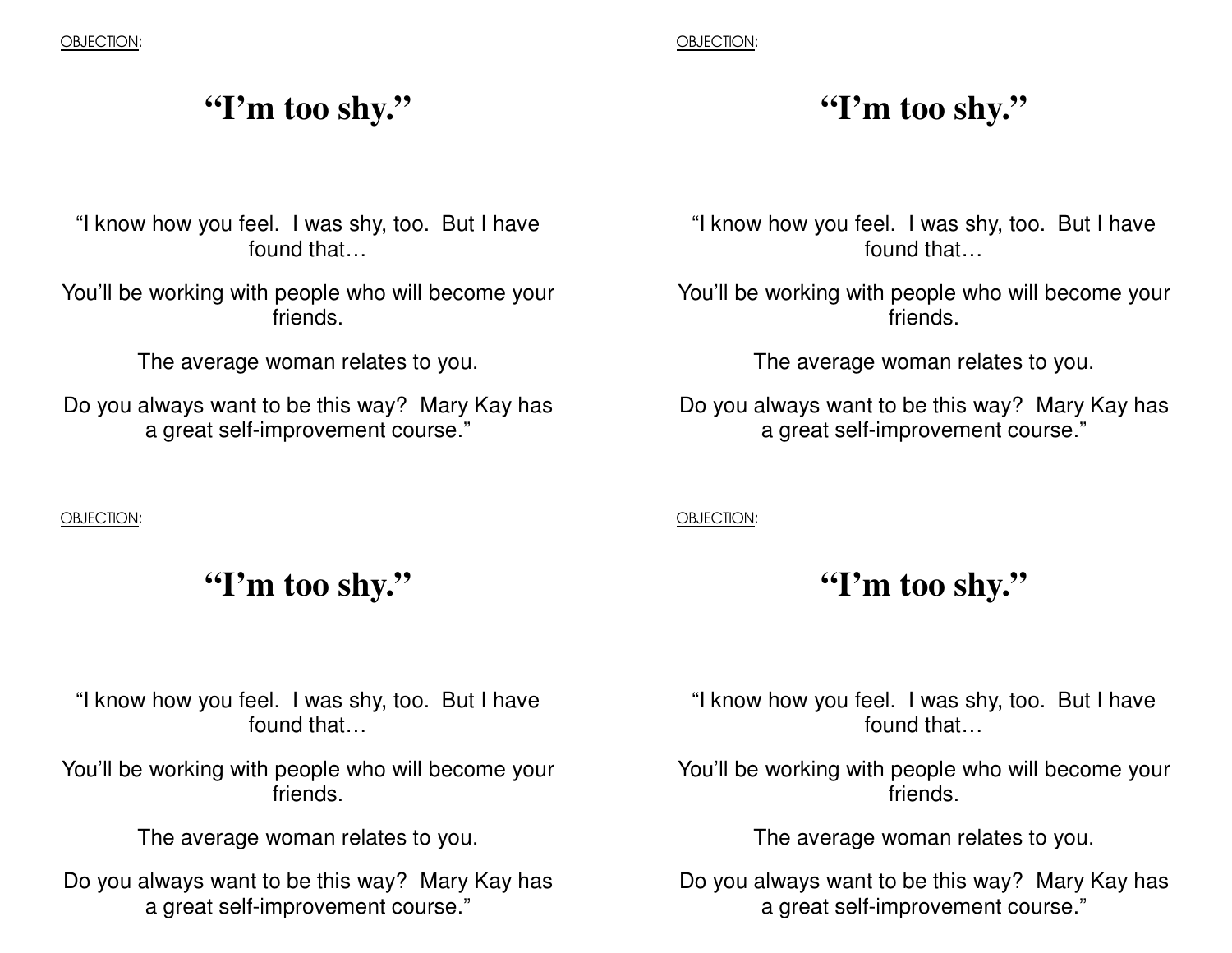OBJECTION:

# "I'm too shy."

"I know how you feel. I was shy, too. But I have found that…

You'll be working with people who will become your friends.

The average woman relates to you.

Do you always want to be this way? Mary Kay has a great self-improvement course."

OBJECTION:

# "I'm too shy."

"I know how you feel. I was shy, too. But I have found that…

You'll be working with people who will become your friends.

The average woman relates to you.

Do you always want to be this way? Mary Kay has a great self-improvement course."

OBJECTION:

# "I'm too shy."

"I know how you feel. I was shy, too. But I have found that…

You'll be working with people who will become your friends.

The average woman relates to you.

Do you always want to be this way? Mary Kay has a great self-improvement course."

OBJECTION:

# "I'm too shy."

"I know how you feel. I was shy, too. But I have found that…

You'll be working with people who will become your friends.

The average woman relates to you.

Do you always want to be this way? Mary Kay has a great self-improvement course."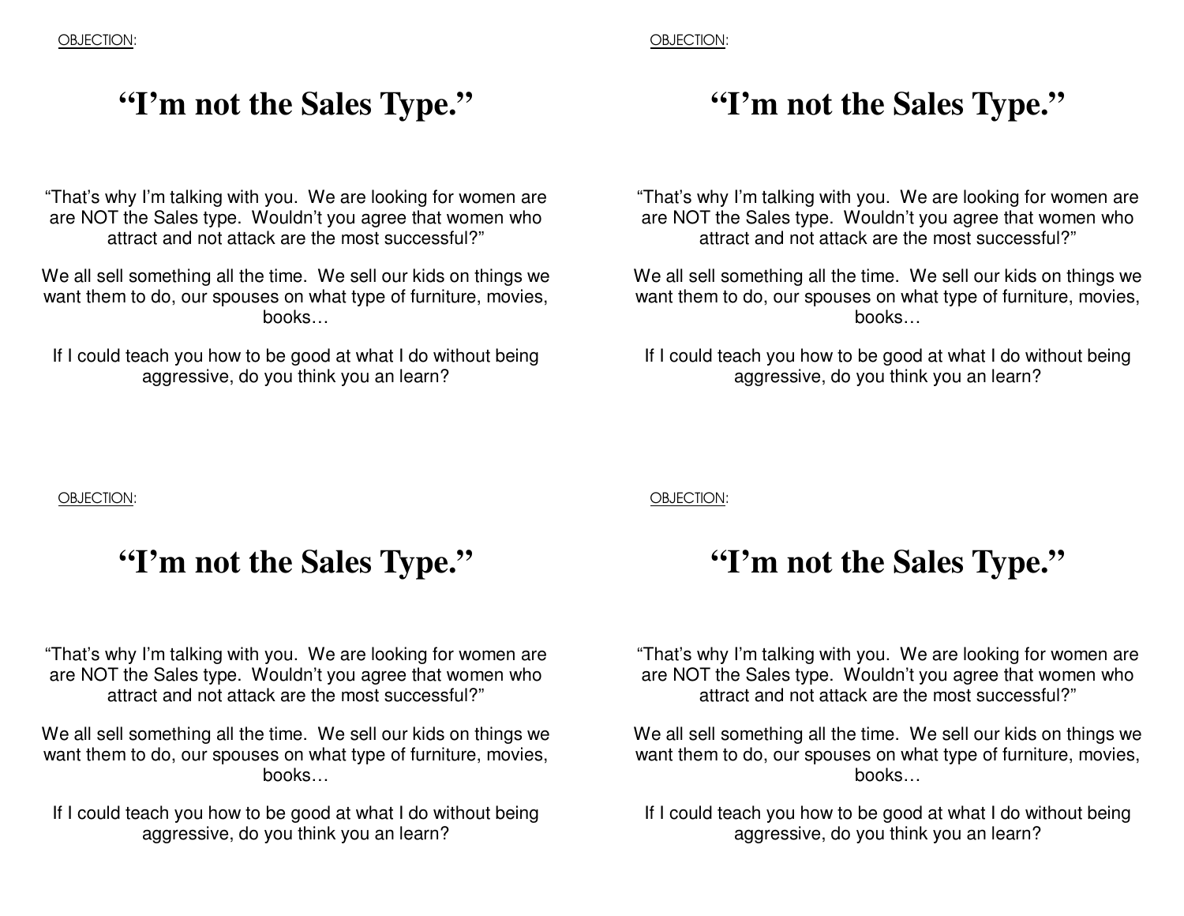OBJECTION:

# "I'm not the Sales Type."

"That's why I'm talking with you. We are looking for women are are NOT the Sales type. Wouldn't you agree that women who attract and not attack are the most successful?"

We all sell something all the time. We sell our kids on things we want them to do, our spouses on what type of furniture, movies, books…

If I could teach you how to be good at what I do without being aggressive, do you think you an learn?

OBJECTION:

# "I'm not the Sales Type."

"That's why I'm talking with you. We are looking for women are are NOT the Sales type. Wouldn't you agree that women who attract and not attack are the most successful?"

We all sell something all the time. We sell our kids on things we want them to do, our spouses on what type of furniture, movies, books…

If I could teach you how to be good at what I do without being aggressive, do you think you an learn?

OBJECTION:

# "I'm not the Sales Type."

"That's why I'm talking with you. We are looking for women are are NOT the Sales type. Wouldn't you agree that women who attract and not attack are the most successful?"

We all sell something all the time. We sell our kids on things we want them to do, our spouses on what type of furniture, movies, books…

If I could teach you how to be good at what I do without being aggressive, do you think you an learn?

OBJECTION:

# "I'm not the Sales Type."

"That's why I'm talking with you. We are looking for women are are NOT the Sales type. Wouldn't you agree that women who attract and not attack are the most successful?"

We all sell something all the time. We sell our kids on things we want them to do, our spouses on what type of furniture, movies, books…

If I could teach you how to be good at what I do without being aggressive, do you think you an learn?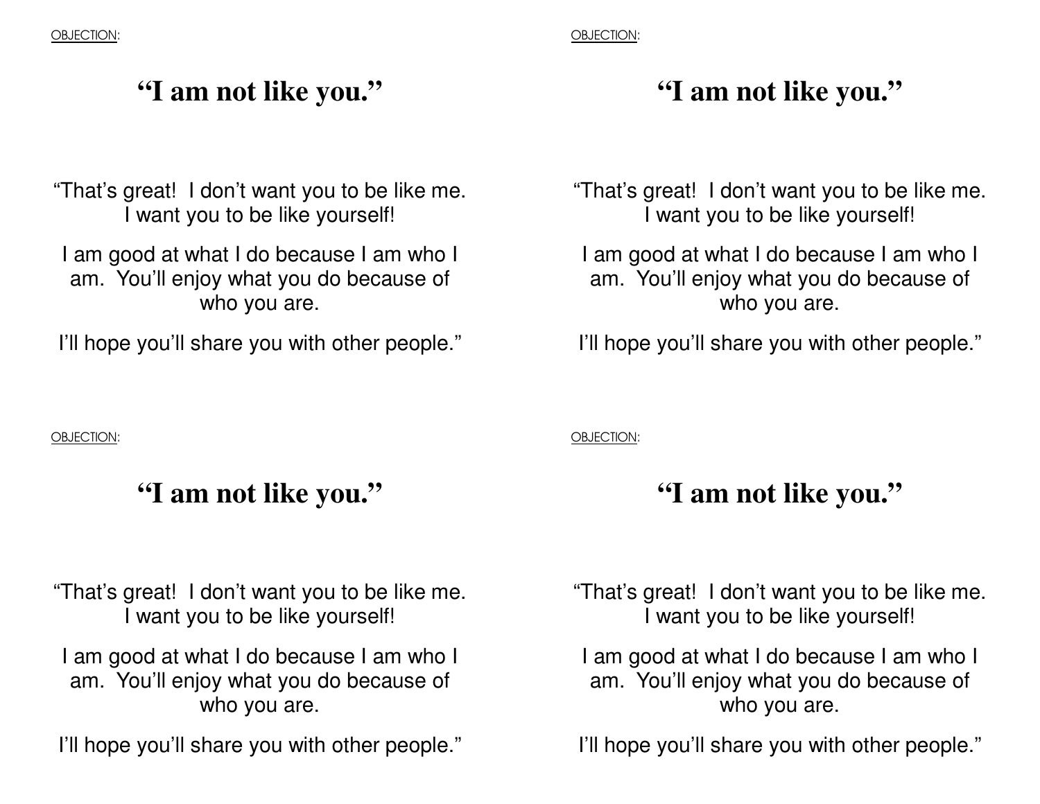OBJECTION:

## “I am not like you.”

“That’s great!  I don’t want you to be like me. I want you to be like yourself!

I am good at what I do because I am who I am.  You’ll enjoy what you do because of who you are.

I’ll hope you’ll share you with other people.”

OBJECTION:

## “I am not like you.”

“That’s great!  I don’t want you to be like me. I want you to be like yourself!

I am good at what I do because I am who I am.  You’ll enjoy what you do because of who you are.

I’ll hope you’ll share you with other people.”

OBJECTION:

## “I am not like you.”

“That’s great!  I don’t want you to be like me. I want you to be like yourself!

I am good at what I do because I am who I am.  You’ll enjoy what you do because of who you are.

I’ll hope you’ll share you with other people.”

OBJECTION:

## “I am not like you.”

“That’s great!  I don’t want you to be like me. I want you to be like yourself!

I am good at what I do because I am who I am.  You’ll enjoy what you do because of who you are.

I’ll hope you’ll share you with other people.”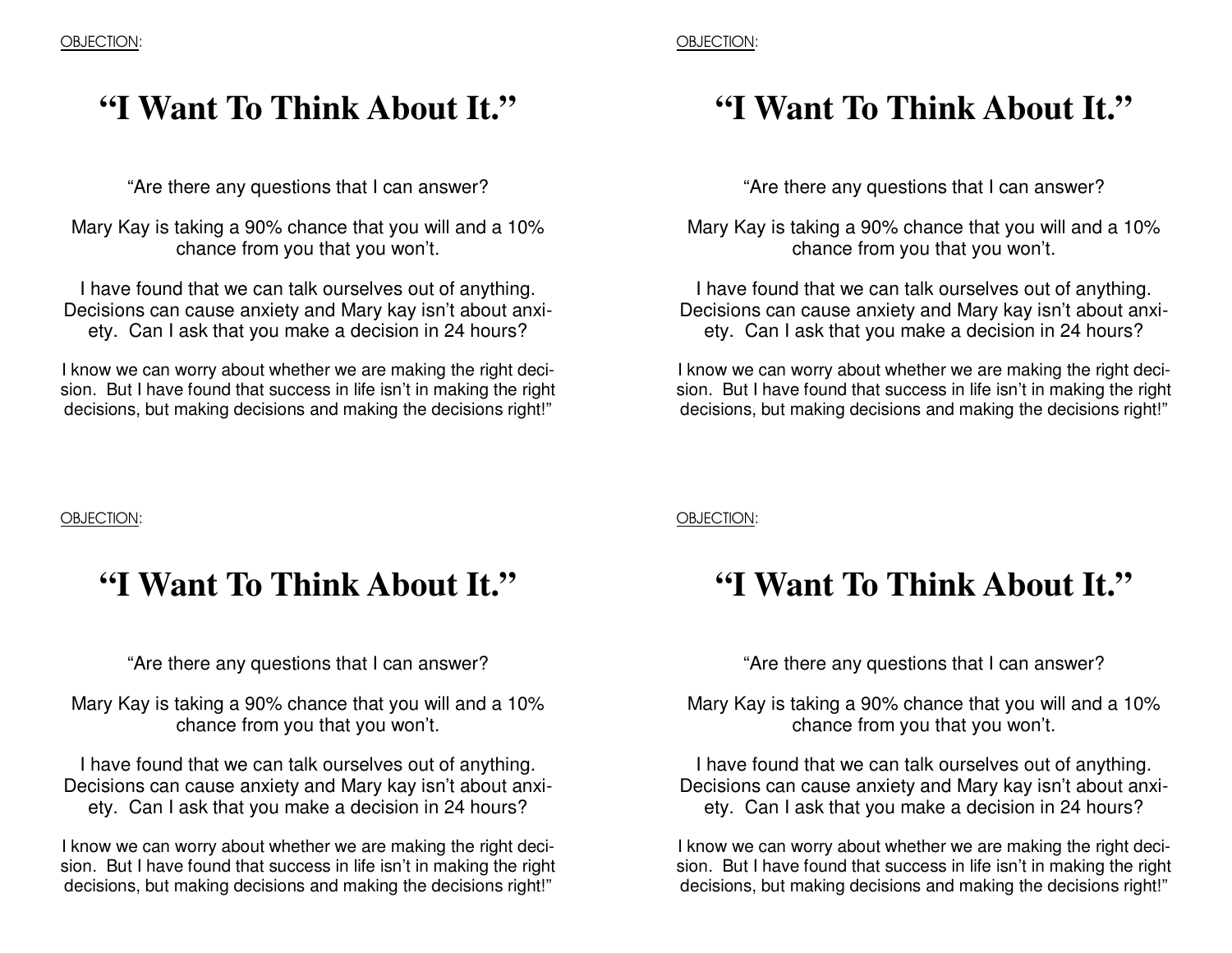OBJECTION:

# "I Want To Think About It."

"Are there any questions that I can answer?

Mary Kay is taking a 90% chance that you will and a 10% chance from you that you won't.

I have found that we can talk ourselves out of anything. Decisions can cause anxiety and Mary kay isn't about anxiety. Can I ask that you make a decision in 24 hours?

I know we can worry about whether we are making the right decision. But I have found that success in life isn't in making the right decisions, but making decisions and making the decisions right!"

OBJECTION:

# "I Want To Think About It."

"Are there any questions that I can answer?

Mary Kay is taking a 90% chance that you will and a 10% chance from you that you won't.

I have found that we can talk ourselves out of anything. Decisions can cause anxiety and Mary kay isn't about anxiety. Can I ask that you make a decision in 24 hours?

I know we can worry about whether we are making the right decision. But I have found that success in life isn't in making the right decisions, but making decisions and making the decisions right!"

OBJECTION:

# "I Want To Think About It."

"Are there any questions that I can answer?

Mary Kay is taking a 90% chance that you will and a 10% chance from you that you won't.

I have found that we can talk ourselves out of anything. Decisions can cause anxiety and Mary kay isn't about anxiety. Can I ask that you make a decision in 24 hours?

I know we can worry about whether we are making the right decision. But I have found that success in life isn't in making the right decisions, but making decisions and making the decisions right!"

OBJECTION:

# "I Want To Think About It."

"Are there any questions that I can answer?

Mary Kay is taking a 90% chance that you will and a 10% chance from you that you won't.

I have found that we can talk ourselves out of anything. Decisions can cause anxiety and Mary kay isn't about anxiety. Can I ask that you make a decision in 24 hours?

I know we can worry about whether we are making the right decision. But I have found that success in life isn't in making the right decisions, but making decisions and making the decisions right!"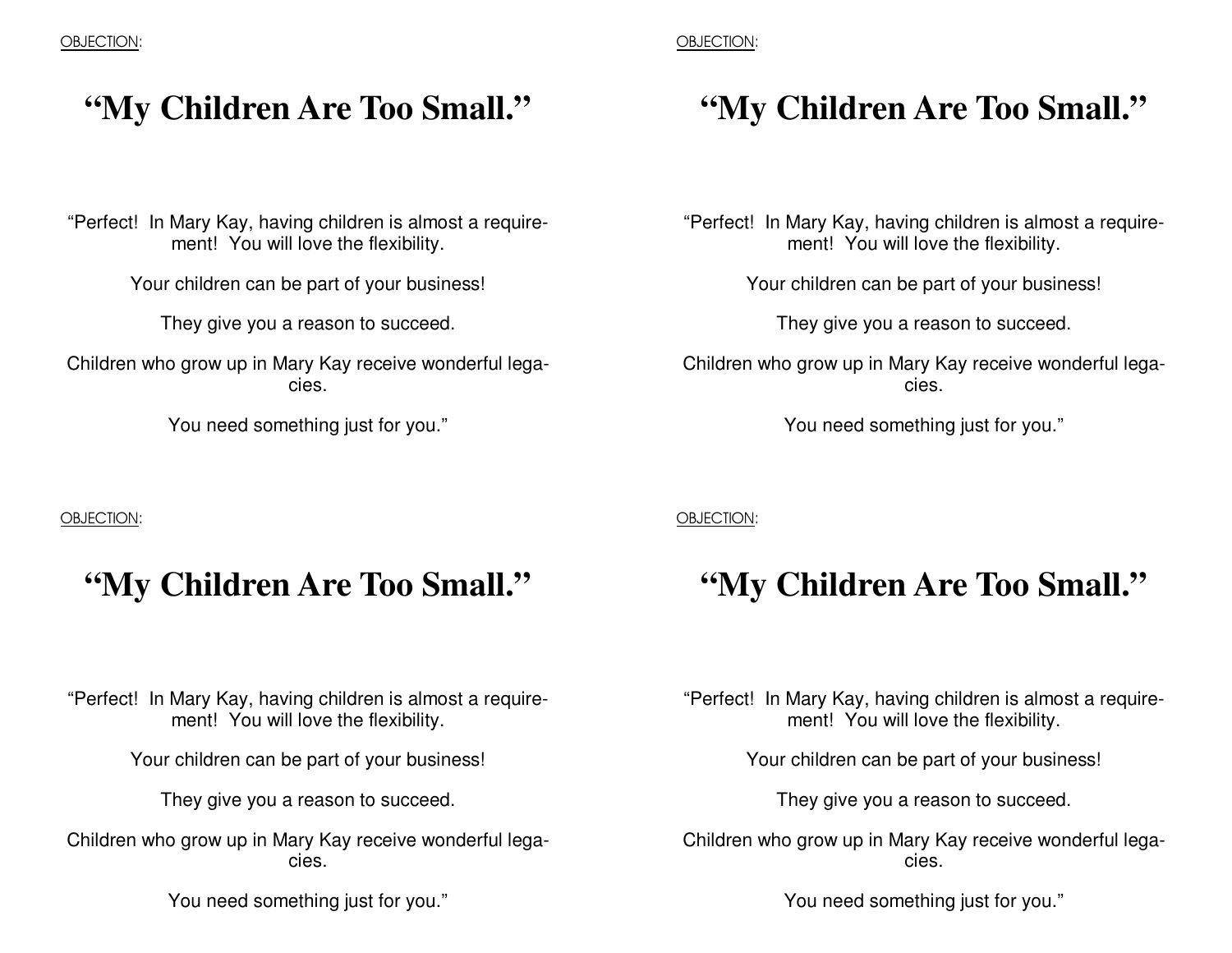OBJECTION:

# "My Children Are Too Small."

"Perfect! In Mary Kay, having children is almost a requirement! You will love the flexibility.

Your children can be part of your business!

They give you a reason to succeed.

Children who grow up in Mary Kay receive wonderful legacies.

You need something just for you."

OBJECTION:

# "My Children Are Too Small."

"Perfect! In Mary Kay, having children is almost a requirement! You will love the flexibility.

Your children can be part of your business!

They give you a reason to succeed.

Children who grow up in Mary Kay receive wonderful legacies.

You need something just for you."

OBJECTION:

# "My Children Are Too Small."

"Perfect! In Mary Kay, having children is almost a requirement! You will love the flexibility.

Your children can be part of your business!

They give you a reason to succeed.

Children who grow up in Mary Kay receive wonderful legacies.

You need something just for you."

OBJECTION:

# "My Children Are Too Small."

"Perfect! In Mary Kay, having children is almost a requirement! You will love the flexibility.

Your children can be part of your business!

They give you a reason to succeed.

Children who grow up in Mary Kay receive wonderful legacies.

You need something just for you."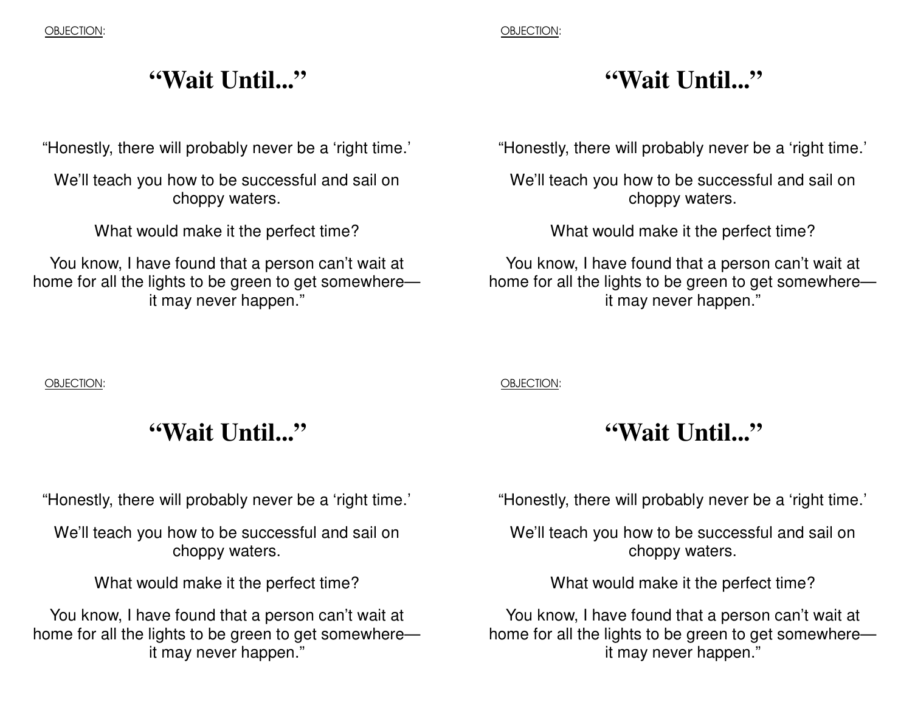OBJECTION:

# “Wait Until...”

“Honestly, there will probably never be a ‘right time.’

We’ll teach you how to be successful and sail on choppy waters.

What would make it the perfect time?

You know, I have found that a person can’t wait at home for all the lights to be green to get somewhere—it may never happen.”

OBJECTION:

# “Wait Until...”

“Honestly, there will probably never be a ‘right time.’

We’ll teach you how to be successful and sail on choppy waters.

What would make it the perfect time?

You know, I have found that a person can’t wait at home for all the lights to be green to get somewhere—it may never happen.”

OBJECTION:

# “Wait Until...”

“Honestly, there will probably never be a ‘right time.’

We’ll teach you how to be successful and sail on choppy waters.

What would make it the perfect time?

You know, I have found that a person can’t wait at home for all the lights to be green to get somewhere—it may never happen.”

OBJECTION:

# “Wait Until...”

“Honestly, there will probably never be a ‘right time.’

We’ll teach you how to be successful and sail on choppy waters.

What would make it the perfect time?

You know, I have found that a person can’t wait at home for all the lights to be green to get somewhere—it may never happen.”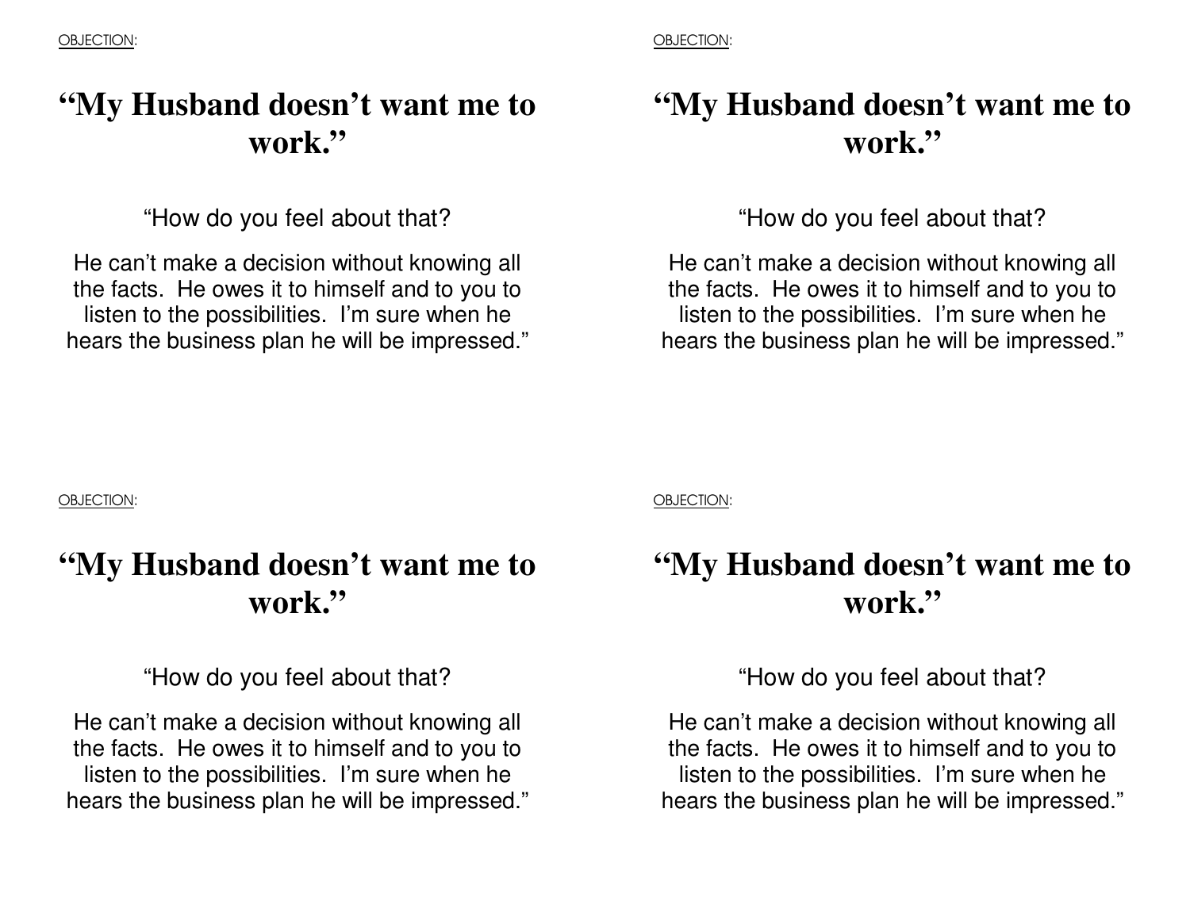OBJECTION:

## "My Husband doesn't want me to work."

"How do you feel about that?

He can't make a decision without knowing all the facts. He owes it to himself and to you to listen to the possibilities. I'm sure when he hears the business plan he will be impressed."

OBJECTION:

## "My Husband doesn't want me to work."

"How do you feel about that?

He can't make a decision without knowing all the facts. He owes it to himself and to you to listen to the possibilities. I'm sure when he hears the business plan he will be impressed."

OBJECTION:

## "My Husband doesn't want me to work."

"How do you feel about that?

He can't make a decision without knowing all the facts. He owes it to himself and to you to listen to the possibilities. I'm sure when he hears the business plan he will be impressed."

OBJECTION:

## "My Husband doesn't want me to work."

"How do you feel about that?

He can't make a decision without knowing all the facts. He owes it to himself and to you to listen to the possibilities. I'm sure when he hears the business plan he will be impressed."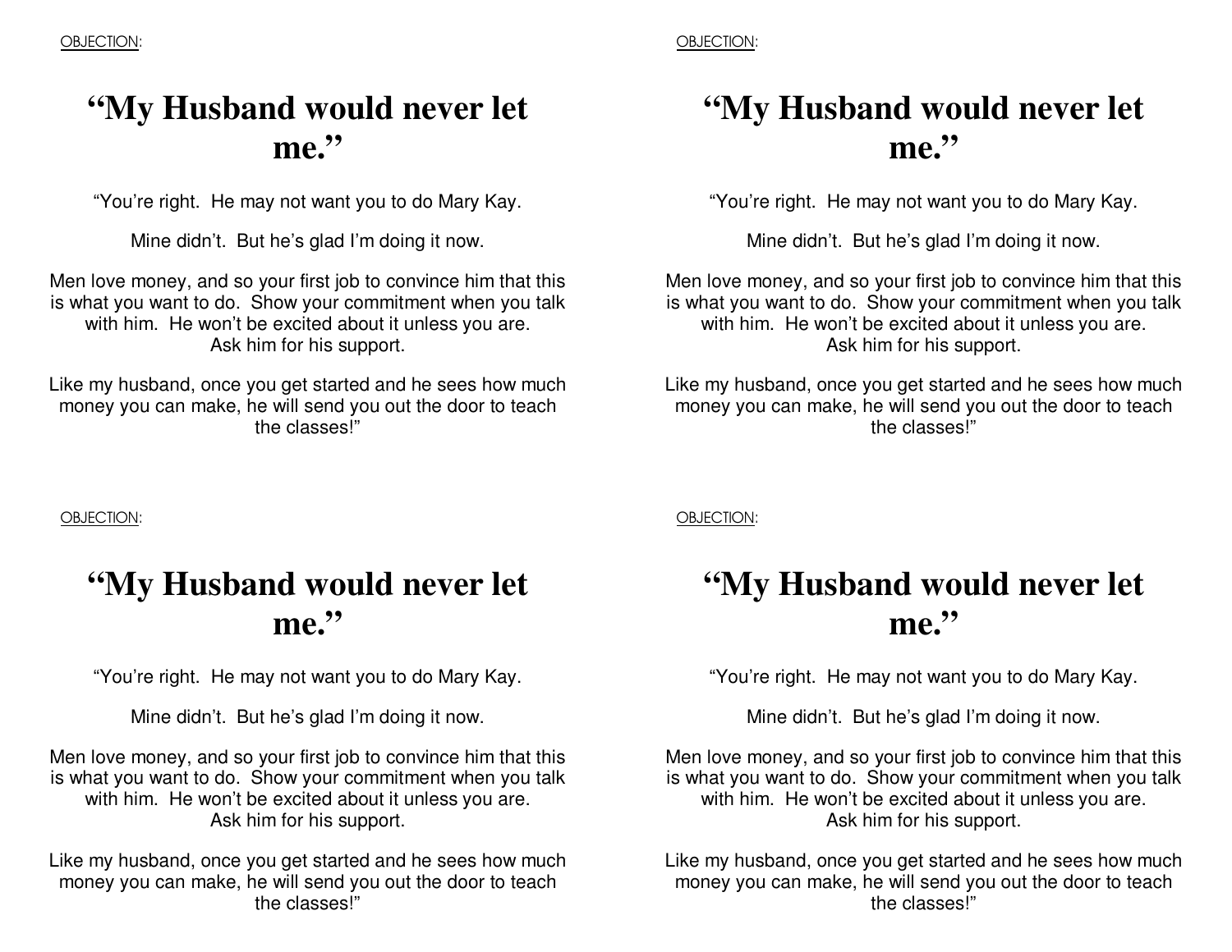OBJECTION:

# "My Husband would never let me."

"You're right. He may not want you to do Mary Kay.

Mine didn't. But he's glad I'm doing it now.

Men love money, and so your first job to convince him that this is what you want to do. Show your commitment when you talk with him. He won't be excited about it unless you are. Ask him for his support.

Like my husband, once you get started and he sees how much money you can make, he will send you out the door to teach the classes!"

OBJECTION:

# "My Husband would never let me."

"You're right. He may not want you to do Mary Kay.

Mine didn't. But he's glad I'm doing it now.

Men love money, and so your first job to convince him that this is what you want to do. Show your commitment when you talk with him. He won't be excited about it unless you are. Ask him for his support.

Like my husband, once you get started and he sees how much money you can make, he will send you out the door to teach the classes!"

OBJECTION:

# "My Husband would never let me."

"You're right. He may not want you to do Mary Kay.

Mine didn't. But he's glad I'm doing it now.

Men love money, and so your first job to convince him that this is what you want to do. Show your commitment when you talk with him. He won't be excited about it unless you are. Ask him for his support.

Like my husband, once you get started and he sees how much money you can make, he will send you out the door to teach the classes!"

OBJECTION:

# "My Husband would never let me."

"You're right. He may not want you to do Mary Kay.

Mine didn't. But he's glad I'm doing it now.

Men love money, and so your first job to convince him that this is what you want to do. Show your commitment when you talk with him. He won't be excited about it unless you are. Ask him for his support.

Like my husband, once you get started and he sees how much money you can make, he will send you out the door to teach the classes!"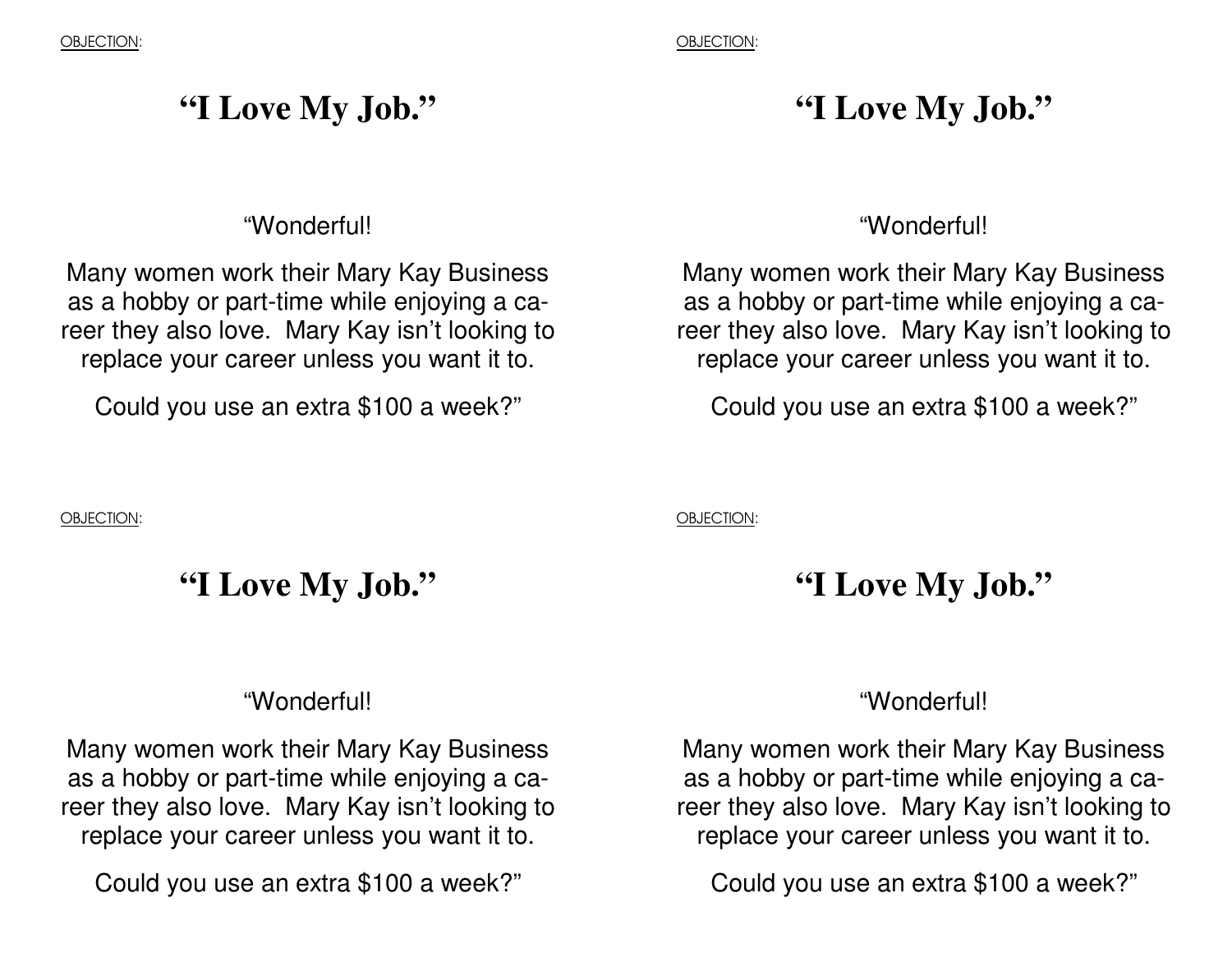OBJECTION:

## "I Love My Job."

"Wonderful!

Many women work their Mary Kay Business as a hobby or part-time while enjoying a career they also love. Mary Kay isn't looking to replace your career unless you want it to.

Could you use an extra $100 a week?"

OBJECTION:

## "I Love My Job."

"Wonderful!

Many women work their Mary Kay Business as a hobby or part-time while enjoying a career they also love. Mary Kay isn't looking to replace your career unless you want it to.

Could you use an extra $100 a week?"

OBJECTION:

## "I Love My Job."

"Wonderful!

Many women work their Mary Kay Business as a hobby or part-time while enjoying a career they also love. Mary Kay isn't looking to replace your career unless you want it to.

Could you use an extra $100 a week?"

OBJECTION:

## "I Love My Job."

"Wonderful!

Many women work their Mary Kay Business as a hobby or part-time while enjoying a career they also love. Mary Kay isn't looking to replace your career unless you want it to.

Could you use an extra $100 a week?"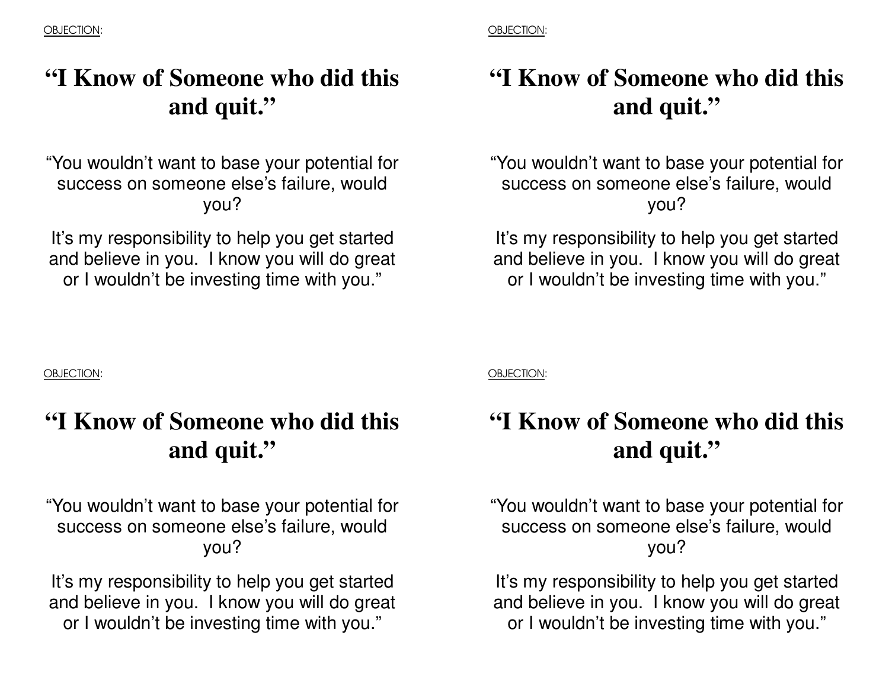OBJECTION:

## "I Know of Someone who did this and quit."

"You wouldn't want to base your potential for success on someone else's failure, would you?

It's my responsibility to help you get started and believe in you. I know you will do great or I wouldn't be investing time with you."

OBJECTION:

## "I Know of Someone who did this and quit."

"You wouldn't want to base your potential for success on someone else's failure, would you?

It's my responsibility to help you get started and believe in you. I know you will do great or I wouldn't be investing time with you."

OBJECTION:

## "I Know of Someone who did this and quit."

"You wouldn't want to base your potential for success on someone else's failure, would you?

It's my responsibility to help you get started and believe in you. I know you will do great or I wouldn't be investing time with you."

OBJECTION:

## "I Know of Someone who did this and quit."

"You wouldn't want to base your potential for success on someone else's failure, would you?

It's my responsibility to help you get started and believe in you. I know you will do great or I wouldn't be investing time with you."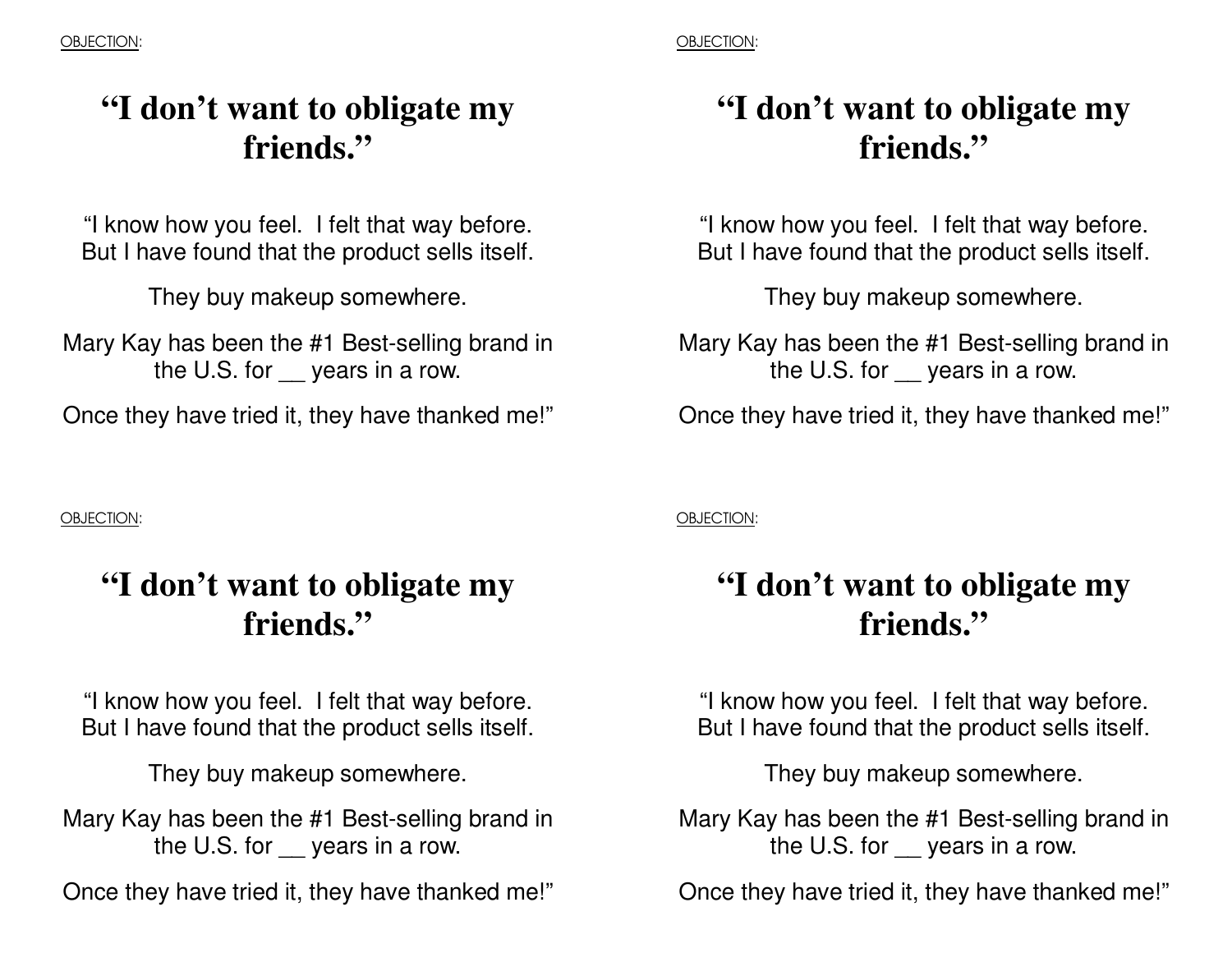OBJECTION:

## "I don't want to obligate my friends."

"I know how you feel. I felt that way before. But I have found that the product sells itself.

They buy makeup somewhere.

Mary Kay has been the #1 Best-selling brand in the U.S. for __ years in a row.

Once they have tried it, they have thanked me!"

OBJECTION:

## "I don't want to obligate my friends."

"I know how you feel. I felt that way before. But I have found that the product sells itself.

They buy makeup somewhere.

Mary Kay has been the #1 Best-selling brand in the U.S. for __ years in a row.

Once they have tried it, they have thanked me!"

OBJECTION:

## "I don't want to obligate my friends."

"I know how you feel. I felt that way before. But I have found that the product sells itself.

They buy makeup somewhere.

Mary Kay has been the #1 Best-selling brand in the U.S. for __ years in a row.

Once they have tried it, they have thanked me!"

OBJECTION:

## "I don't want to obligate my friends."

"I know how you feel. I felt that way before. But I have found that the product sells itself.

They buy makeup somewhere.

Mary Kay has been the #1 Best-selling brand in the U.S. for __ years in a row.

Once they have tried it, they have thanked me!"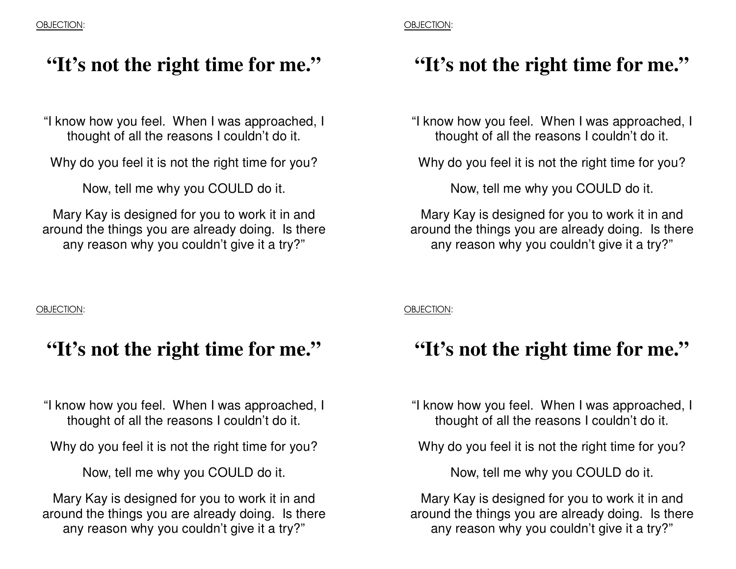<u>OBJECTION</u>:

## "It's not the right time for me."

"I know how you feel. When I was approached, I thought of all the reasons I couldn't do it.

Why do you feel it is not the right time for you?

Now, tell me why you COULD do it.

Mary Kay is designed for you to work it in and around the things you are already doing. Is there any reason why you couldn't give it a try?"

<u>OBJECTION</u>:

## "It's not the right time for me."

"I know how you feel. When I was approached, I thought of all the reasons I couldn't do it.

Why do you feel it is not the right time for you?

Now, tell me why you COULD do it.

Mary Kay is designed for you to work it in and around the things you are already doing. Is there any reason why you couldn't give it a try?"

<u>OBJECTION</u>:

## "It's not the right time for me."

"I know how you feel. When I was approached, I thought of all the reasons I couldn't do it.

Why do you feel it is not the right time for you?

Now, tell me why you COULD do it.

Mary Kay is designed for you to work it in and around the things you are already doing. Is there any reason why you couldn't give it a try?"

<u>OBJECTION</u>:

## "It's not the right time for me."

"I know how you feel. When I was approached, I thought of all the reasons I couldn't do it.

Why do you feel it is not the right time for you?

Now, tell me why you COULD do it.

Mary Kay is designed for you to work it in and around the things you are already doing. Is there any reason why you couldn't give it a try?"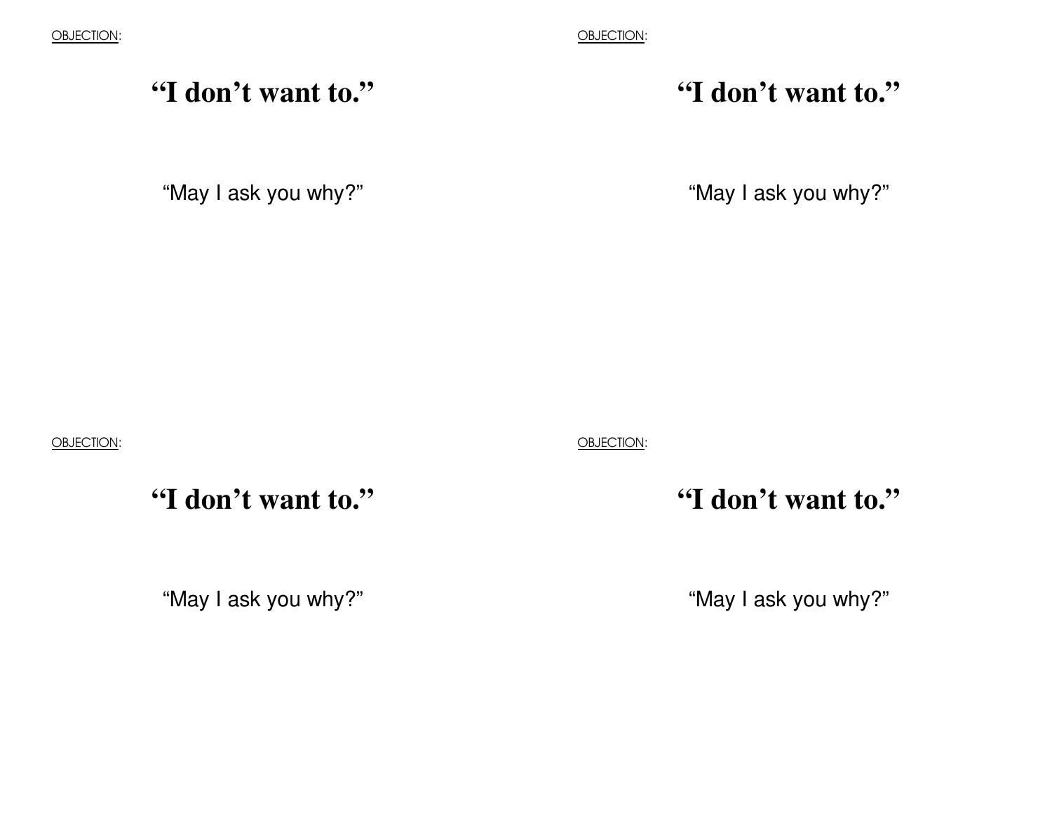OBJECTION:

**"I don't want to."**

"May I ask you why?"

OBJECTION:

**"I don't want to."**

"May I ask you why?"

OBJECTION:

**"I don't want to."**

"May I ask you why?"

OBJECTION:

**"I don't want to."**

"May I ask you why?"